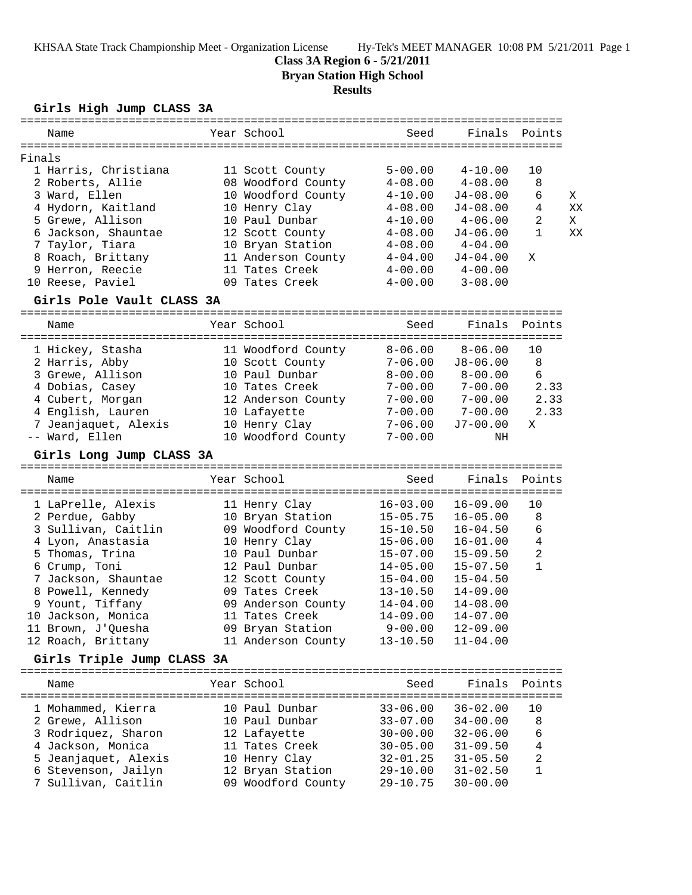KHSAA State Track Championship Meet - Organization License    Hy-Tek's MEET MANAGER 10:08 PM 5/21/2011 Page 1

# Class 3A Region 6 - 5/21/2011

## Bryan Station High School

### Results

#### Girls High Jump CLASS 3A

Finals

| | Name | Year | School | Seed | Finals | Points | |
|---|---|---|---|---|---|---|---|
| 1 | Harris, Christiana | 11 | Scott County | 5-00.00 | 4-10.00 | 10 | |
| 2 | Roberts, Allie | 08 | Woodford County | 4-08.00 | 4-08.00 | 8 | |
| 3 | Ward, Ellen | 10 | Woodford County | 4-10.00 | J4-08.00 | 6 | X |
| 4 | Hydorn, Kaitland | 10 | Henry Clay | 4-08.00 | J4-08.00 | 4 | XX |
| 5 | Grewe, Allison | 10 | Paul Dunbar | 4-10.00 | 4-06.00 | 2 | X |
| 6 | Jackson, Shauntae | 12 | Scott County | 4-08.00 | J4-06.00 | 1 | XX |
| 7 | Taylor, Tiara | 10 | Bryan Station | 4-08.00 | 4-04.00 | | |
| 8 | Roach, Brittany | 11 | Anderson County | 4-04.00 | J4-04.00 | X | |
| 9 | Herron, Reecie | 11 | Tates Creek | 4-00.00 | 4-00.00 | | |
| 10 | Reese, Paviel | 09 | Tates Creek | 4-00.00 | 3-08.00 | | |

#### Girls Pole Vault CLASS 3A

| | Name | Year | School | Seed | Finals | Points |
|---|---|---|---|---|---|---|
| 1 | Hickey, Stasha | 11 | Woodford County | 8-06.00 | 8-06.00 | 10 |
| 2 | Harris, Abby | 10 | Scott County | 7-06.00 | J8-06.00 | 8 |
| 3 | Grewe, Allison | 10 | Paul Dunbar | 8-00.00 | 8-00.00 | 6 |
| 4 | Dobias, Casey | 10 | Tates Creek | 7-00.00 | 7-00.00 | 2.33 |
| 4 | Cubert, Morgan | 12 | Anderson County | 7-00.00 | 7-00.00 | 2.33 |
| 4 | English, Lauren | 10 | Lafayette | 7-00.00 | 7-00.00 | 2.33 |
| 7 | Jeanjaquet, Alexis | 10 | Henry Clay | 7-06.00 | J7-00.00 | X |
| -- | Ward, Ellen | 10 | Woodford County | 7-00.00 | NH | |

#### Girls Long Jump CLASS 3A

| | Name | Year | School | Seed | Finals | Points |
|---|---|---|---|---|---|---|
| 1 | LaPrelle, Alexis | 11 | Henry Clay | 16-03.00 | 16-09.00 | 10 |
| 2 | Perdue, Gabby | 10 | Bryan Station | 15-05.75 | 16-05.00 | 8 |
| 3 | Sullivan, Caitlin | 09 | Woodford County | 15-10.50 | 16-04.50 | 6 |
| 4 | Lyon, Anastasia | 10 | Henry Clay | 15-06.00 | 16-01.00 | 4 |
| 5 | Thomas, Trina | 10 | Paul Dunbar | 15-07.00 | 15-09.50 | 2 |
| 6 | Crump, Toni | 12 | Paul Dunbar | 14-05.00 | 15-07.50 | 1 |
| 7 | Jackson, Shauntae | 12 | Scott County | 15-04.00 | 15-04.50 | |
| 8 | Powell, Kennedy | 09 | Tates Creek | 13-10.50 | 14-09.00 | |
| 9 | Yount, Tiffany | 09 | Anderson County | 14-04.00 | 14-08.00 | |
| 10 | Jackson, Monica | 11 | Tates Creek | 14-09.00 | 14-07.00 | |
| 11 | Brown, J'Quesha | 09 | Bryan Station | 9-00.00 | 12-09.00 | |
| 12 | Roach, Brittany | 11 | Anderson County | 13-10.50 | 11-04.00 | |

#### Girls Triple Jump CLASS 3A

| | Name | Year | School | Seed | Finals | Points |
|---|---|---|---|---|---|---|
| 1 | Mohammed, Kierra | 10 | Paul Dunbar | 33-06.00 | 36-02.00 | 10 |
| 2 | Grewe, Allison | 10 | Paul Dunbar | 33-07.00 | 34-00.00 | 8 |
| 3 | Rodriquez, Sharon | 12 | Lafayette | 30-00.00 | 32-06.00 | 6 |
| 4 | Jackson, Monica | 11 | Tates Creek | 30-05.00 | 31-09.50 | 4 |
| 5 | Jeanjaquet, Alexis | 10 | Henry Clay | 32-01.25 | 31-05.50 | 2 |
| 6 | Stevenson, Jailyn | 12 | Bryan Station | 29-10.00 | 31-02.50 | 1 |
| 7 | Sullivan, Caitlin | 09 | Woodford County | 29-10.75 | 30-00.00 | |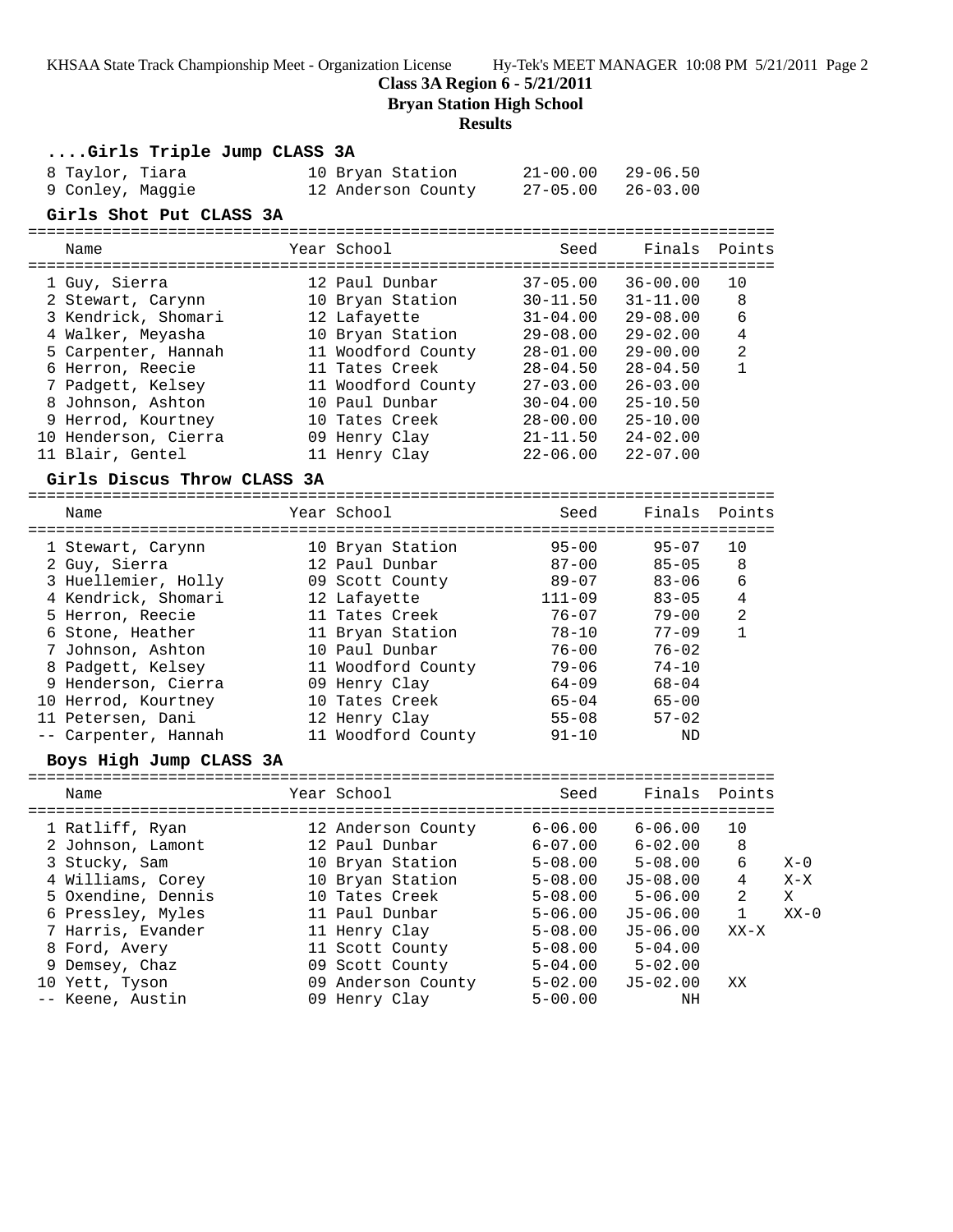**Class 3A Region 6 - 5/21/2011**

**Bryan Station High School**

**Results**

### ....Girls Triple Jump CLASS 3A

| Name | Year | School | Seed | Finals |
|---|---|---|---|---|
| 8 Taylor, Tiara | 10 | Bryan Station | 21-00.00 | 29-06.50 |
| 9 Conley, Maggie | 12 | Anderson County | 27-05.00 | 26-03.00 |

### Girls Shot Put CLASS 3A

| Name | Year | School | Seed | Finals | Points |
|---|---|---|---|---|---|
| 1 Guy, Sierra | 12 | Paul Dunbar | 37-05.00 | 36-00.00 | 10 |
| 2 Stewart, Carynn | 10 | Bryan Station | 30-11.50 | 31-11.00 | 8 |
| 3 Kendrick, Shomari | 12 | Lafayette | 31-04.00 | 29-08.00 | 6 |
| 4 Walker, Meyasha | 10 | Bryan Station | 29-08.00 | 29-02.00 | 4 |
| 5 Carpenter, Hannah | 11 | Woodford County | 28-01.00 | 29-00.00 | 2 |
| 6 Herron, Reecie | 11 | Tates Creek | 28-04.50 | 28-04.50 | 1 |
| 7 Padgett, Kelsey | 11 | Woodford County | 27-03.00 | 26-03.00 | |
| 8 Johnson, Ashton | 10 | Paul Dunbar | 30-04.00 | 25-10.50 | |
| 9 Herrod, Kourtney | 10 | Tates Creek | 28-00.00 | 25-10.00 | |
| 10 Henderson, Cierra | 09 | Henry Clay | 21-11.50 | 24-02.00 | |
| 11 Blair, Gentel | 11 | Henry Clay | 22-06.00 | 22-07.00 | |

### Girls Discus Throw CLASS 3A

| Name | Year | School | Seed | Finals | Points |
|---|---|---|---|---|---|
| 1 Stewart, Carynn | 10 | Bryan Station | 95-00 | 95-07 | 10 |
| 2 Guy, Sierra | 12 | Paul Dunbar | 87-00 | 85-05 | 8 |
| 3 Huellemier, Holly | 09 | Scott County | 89-07 | 83-06 | 6 |
| 4 Kendrick, Shomari | 12 | Lafayette | 111-09 | 83-05 | 4 |
| 5 Herron, Reecie | 11 | Tates Creek | 76-07 | 79-00 | 2 |
| 6 Stone, Heather | 11 | Bryan Station | 78-10 | 77-09 | 1 |
| 7 Johnson, Ashton | 10 | Paul Dunbar | 76-00 | 76-02 | |
| 8 Padgett, Kelsey | 11 | Woodford County | 79-06 | 74-10 | |
| 9 Henderson, Cierra | 09 | Henry Clay | 64-09 | 68-04 | |
| 10 Herrod, Kourtney | 10 | Tates Creek | 65-04 | 65-00 | |
| 11 Petersen, Dani | 12 | Henry Clay | 55-08 | 57-02 | |
| -- Carpenter, Hannah | 11 | Woodford County | 91-10 | ND | |

### Boys High Jump CLASS 3A

| Name | Year | School | Seed | Finals | Points | |
|---|---|---|---|---|---|---|
| 1 Ratliff, Ryan | 12 | Anderson County | 6-06.00 | 6-06.00 | 10 | |
| 2 Johnson, Lamont | 12 | Paul Dunbar | 6-07.00 | 6-02.00 | 8 | |
| 3 Stucky, Sam | 10 | Bryan Station | 5-08.00 | 5-08.00 | 6 | X-O |
| 4 Williams, Corey | 10 | Bryan Station | 5-08.00 | J5-08.00 | 4 | X-X |
| 5 Oxendine, Dennis | 10 | Tates Creek | 5-08.00 | 5-06.00 | 2 | X |
| 6 Pressley, Myles | 11 | Paul Dunbar | 5-06.00 | J5-06.00 | 1 | XX-O |
| 7 Harris, Evander | 11 | Henry Clay | 5-08.00 | J5-06.00 | XX-X | |
| 8 Ford, Avery | 11 | Scott County | 5-08.00 | 5-04.00 | | |
| 9 Demsey, Chaz | 09 | Scott County | 5-04.00 | 5-02.00 | | |
| 10 Yett, Tyson | 09 | Anderson County | 5-02.00 | J5-02.00 | XX | |
| -- Keene, Austin | 09 | Henry Clay | 5-00.00 | NH | | |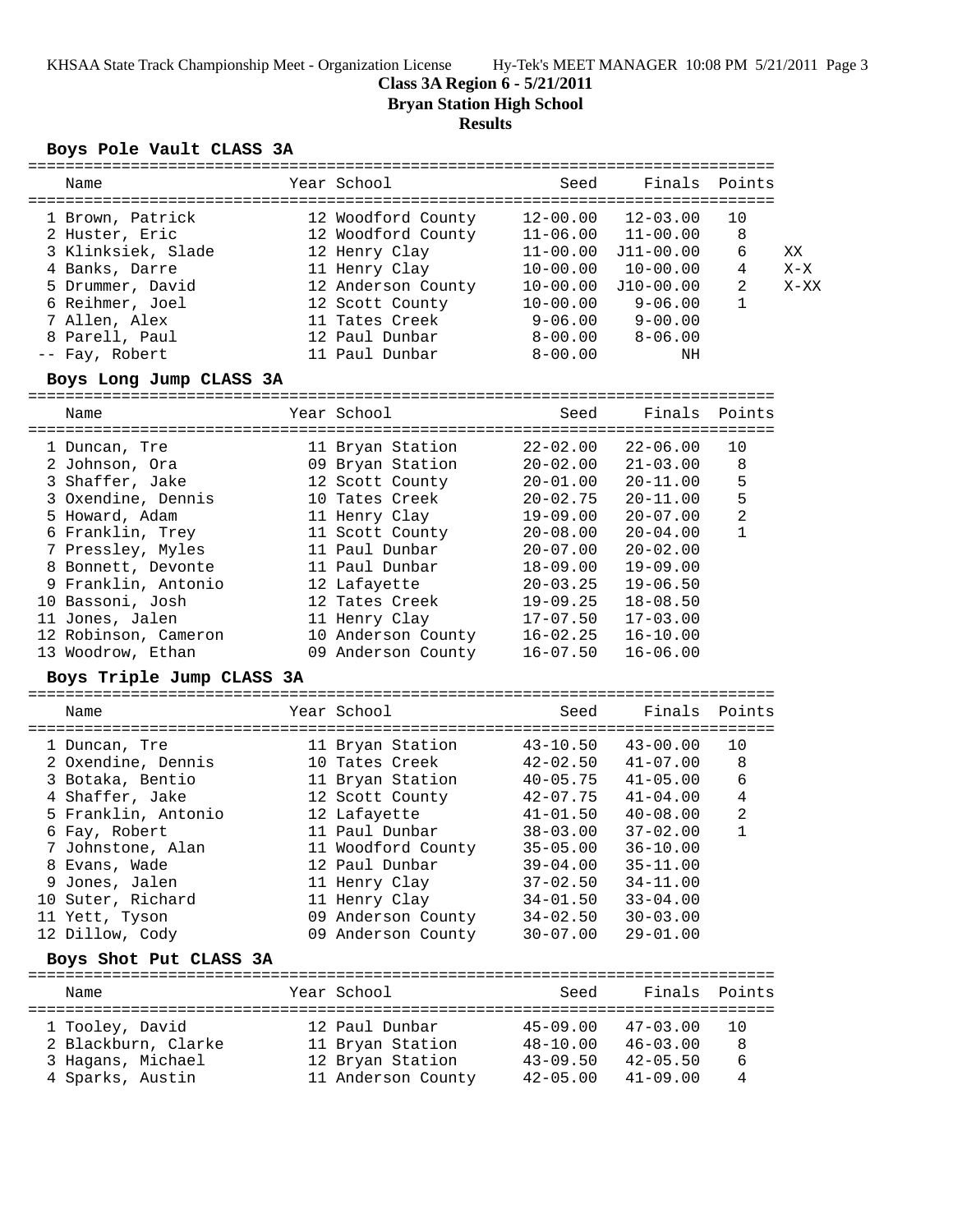**Class 3A Region 6 - 5/21/2011**
**Bryan Station High School**
**Results**

### Boys Pole Vault CLASS 3A

| | Name | Year | School | Seed | Finals | Points | |
|---|---|---|---|---|---|---|---|
| 1 | Brown, Patrick | 12 | Woodford County | 12-00.00 | 12-03.00 | 10 | |
| 2 | Huster, Eric | 12 | Woodford County | 11-06.00 | 11-00.00 | 8 | |
| 3 | Klinksiek, Slade | 12 | Henry Clay | 11-00.00 | J11-00.00 | 6 | XX |
| 4 | Banks, Darre | 11 | Henry Clay | 10-00.00 | 10-00.00 | 4 | X-X |
| 5 | Drummer, David | 12 | Anderson County | 10-00.00 | J10-00.00 | 2 | X-XX |
| 6 | Reihmer, Joel | 12 | Scott County | 10-00.00 | 9-06.00 | 1 | |
| 7 | Allen, Alex | 11 | Tates Creek | 9-06.00 | 9-00.00 | | |
| 8 | Parell, Paul | 12 | Paul Dunbar | 8-00.00 | 8-06.00 | | |
| -- | Fay, Robert | 11 | Paul Dunbar | 8-00.00 | NH | | |

### Boys Long Jump CLASS 3A

| | Name | Year | School | Seed | Finals | Points |
|---|---|---|---|---|---|---|
| 1 | Duncan, Tre | 11 | Bryan Station | 22-02.00 | 22-06.00 | 10 |
| 2 | Johnson, Ora | 09 | Bryan Station | 20-02.00 | 21-03.00 | 8 |
| 3 | Shaffer, Jake | 12 | Scott County | 20-01.00 | 20-11.00 | 5 |
| 3 | Oxendine, Dennis | 10 | Tates Creek | 20-02.75 | 20-11.00 | 5 |
| 5 | Howard, Adam | 11 | Henry Clay | 19-09.00 | 20-07.00 | 2 |
| 6 | Franklin, Trey | 11 | Scott County | 20-08.00 | 20-04.00 | 1 |
| 7 | Pressley, Myles | 11 | Paul Dunbar | 20-07.00 | 20-02.00 | |
| 8 | Bonnett, Devonte | 11 | Paul Dunbar | 18-09.00 | 19-09.00 | |
| 9 | Franklin, Antonio | 12 | Lafayette | 20-03.25 | 19-06.50 | |
| 10 | Bassoni, Josh | 12 | Tates Creek | 19-09.25 | 18-08.50 | |
| 11 | Jones, Jalen | 11 | Henry Clay | 17-07.50 | 17-03.00 | |
| 12 | Robinson, Cameron | 10 | Anderson County | 16-02.25 | 16-10.00 | |
| 13 | Woodrow, Ethan | 09 | Anderson County | 16-07.50 | 16-06.00 | |

### Boys Triple Jump CLASS 3A

| | Name | Year | School | Seed | Finals | Points |
|---|---|---|---|---|---|---|
| 1 | Duncan, Tre | 11 | Bryan Station | 43-10.50 | 43-00.00 | 10 |
| 2 | Oxendine, Dennis | 10 | Tates Creek | 42-02.50 | 41-07.00 | 8 |
| 3 | Botaka, Bentio | 11 | Bryan Station | 40-05.75 | 41-05.00 | 6 |
| 4 | Shaffer, Jake | 12 | Scott County | 42-07.75 | 41-04.00 | 4 |
| 5 | Franklin, Antonio | 12 | Lafayette | 41-01.50 | 40-08.00 | 2 |
| 6 | Fay, Robert | 11 | Paul Dunbar | 38-03.00 | 37-02.00 | 1 |
| 7 | Johnstone, Alan | 11 | Woodford County | 35-05.00 | 36-10.00 | |
| 8 | Evans, Wade | 12 | Paul Dunbar | 39-04.00 | 35-11.00 | |
| 9 | Jones, Jalen | 11 | Henry Clay | 37-02.50 | 34-11.00 | |
| 10 | Suter, Richard | 11 | Henry Clay | 34-01.50 | 33-04.00 | |
| 11 | Yett, Tyson | 09 | Anderson County | 34-02.50 | 30-03.00 | |
| 12 | Dillow, Cody | 09 | Anderson County | 30-07.00 | 29-01.00 | |

### Boys Shot Put CLASS 3A

| | Name | Year | School | Seed | Finals | Points |
|---|---|---|---|---|---|---|
| 1 | Tooley, David | 12 | Paul Dunbar | 45-09.00 | 47-03.00 | 10 |
| 2 | Blackburn, Clarke | 11 | Bryan Station | 48-10.00 | 46-03.00 | 8 |
| 3 | Hagans, Michael | 12 | Bryan Station | 43-09.50 | 42-05.50 | 6 |
| 4 | Sparks, Austin | 11 | Anderson County | 42-05.00 | 41-09.00 | 4 |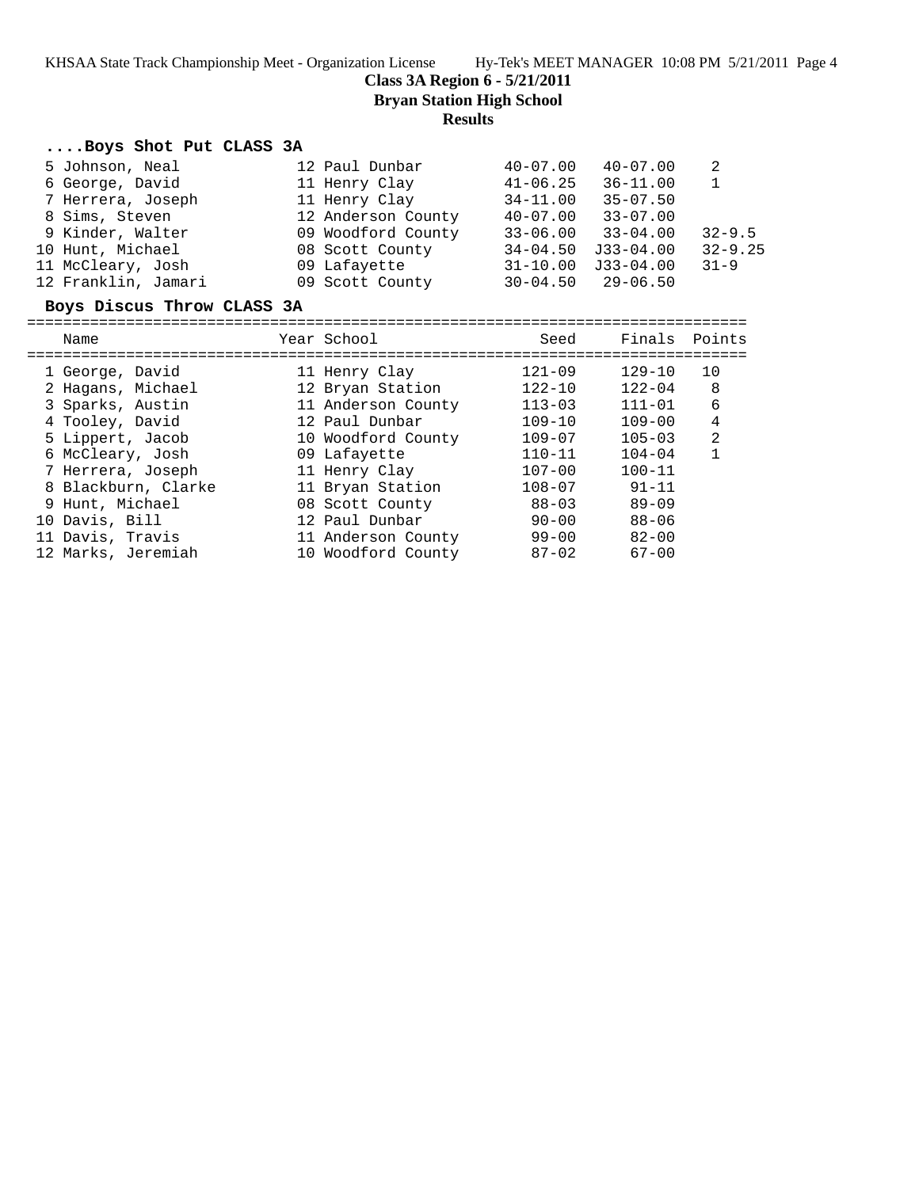**Class 3A Region 6 - 5/21/2011**

**Bryan Station High School**

**Results**

### ....Boys Shot Put CLASS 3A

| | Name | Year | School | Seed | Finals | Points |
|---|---|---|---|---|---|---|
| 5 | Johnson, Neal | 12 | Paul Dunbar | 40-07.00 | 40-07.00 | 2 |
| 6 | George, David | 11 | Henry Clay | 41-06.25 | 36-11.00 | 1 |
| 7 | Herrera, Joseph | 11 | Henry Clay | 34-11.00 | 35-07.50 | |
| 8 | Sims, Steven | 12 | Anderson County | 40-07.00 | 33-07.00 | |
| 9 | Kinder, Walter | 09 | Woodford County | 33-06.00 | 33-04.00 | 32-9.5 |
| 10 | Hunt, Michael | 08 | Scott County | 34-04.50 | J33-04.00 | 32-9.25 |
| 11 | McCleary, Josh | 09 | Lafayette | 31-10.00 | J33-04.00 | 31-9 |
| 12 | Franklin, Jamari | 09 | Scott County | 30-04.50 | 29-06.50 | |

### Boys Discus Throw CLASS 3A

| | Name | Year | School | Seed | Finals | Points |
|---|---|---|---|---|---|---|
| 1 | George, David | 11 | Henry Clay | 121-09 | 129-10 | 10 |
| 2 | Hagans, Michael | 12 | Bryan Station | 122-10 | 122-04 | 8 |
| 3 | Sparks, Austin | 11 | Anderson County | 113-03 | 111-01 | 6 |
| 4 | Tooley, David | 12 | Paul Dunbar | 109-10 | 109-00 | 4 |
| 5 | Lippert, Jacob | 10 | Woodford County | 109-07 | 105-03 | 2 |
| 6 | McCleary, Josh | 09 | Lafayette | 110-11 | 104-04 | 1 |
| 7 | Herrera, Joseph | 11 | Henry Clay | 107-00 | 100-11 | |
| 8 | Blackburn, Clarke | 11 | Bryan Station | 108-07 | 91-11 | |
| 9 | Hunt, Michael | 08 | Scott County | 88-03 | 89-09 | |
| 10 | Davis, Bill | 12 | Paul Dunbar | 90-00 | 88-06 | |
| 11 | Davis, Travis | 11 | Anderson County | 99-00 | 82-00 | |
| 12 | Marks, Jeremiah | 10 | Woodford County | 87-02 | 67-00 | |